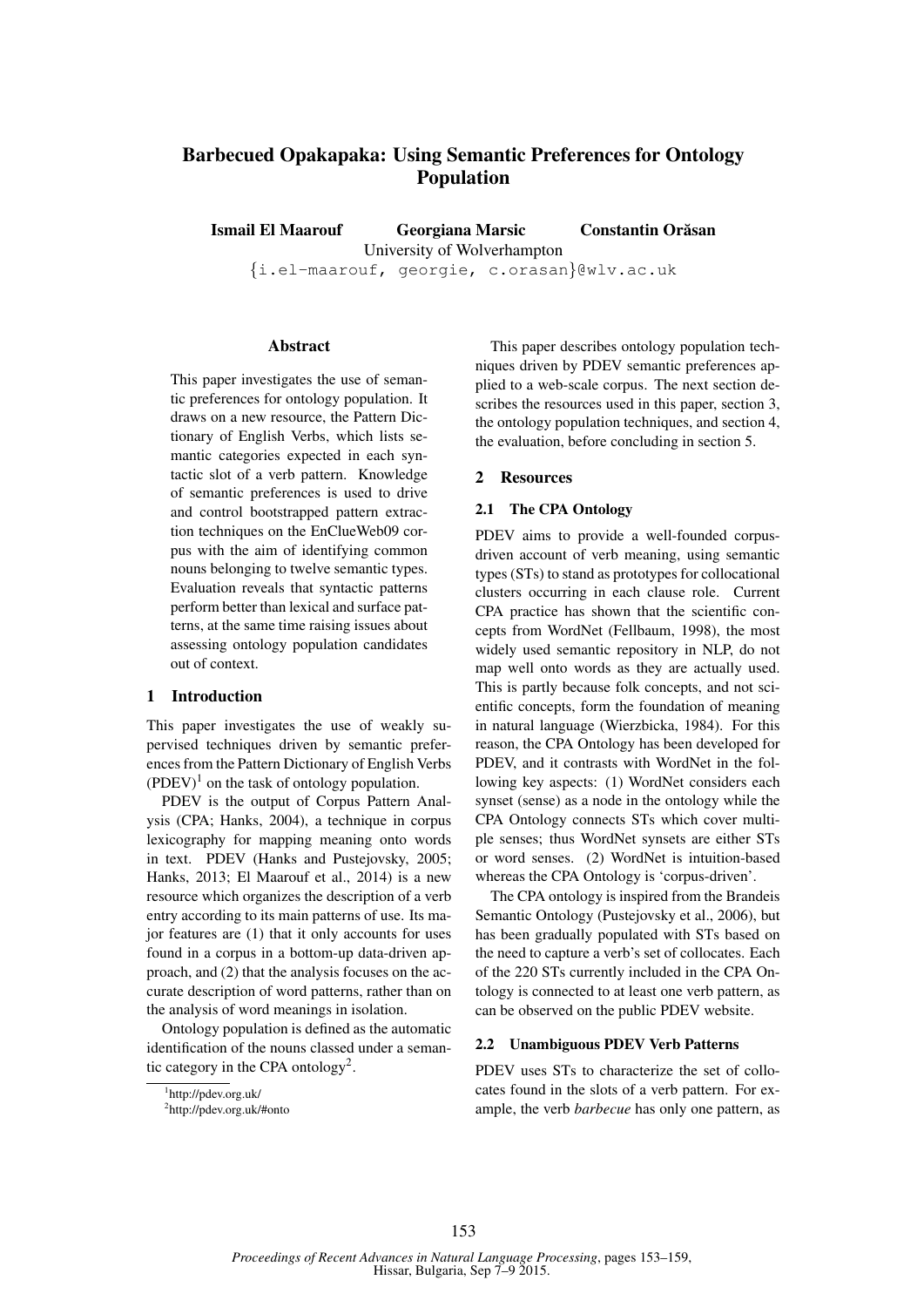# Barbecued Opakapaka: Using Semantic Preferences for Ontology Population

**Ismail El Maarouf** **Georgiana Marsic** **Constantin Orăsan**

University of Wolverhampton

{i.el-maarouf, georgie, c.orasan}@wlv.ac.uk

## Abstract

This paper investigates the use of semantic preferences for ontology population. It draws on a new resource, the Pattern Dictionary of English Verbs, which lists semantic categories expected in each syntactic slot of a verb pattern. Knowledge of semantic preferences is used to drive and control bootstrapped pattern extraction techniques on the EnClueWeb09 corpus with the aim of identifying common nouns belonging to twelve semantic types. Evaluation reveals that syntactic patterns perform better than lexical and surface patterns, at the same time raising issues about assessing ontology population candidates out of context.

## 1 Introduction

This paper investigates the use of weakly supervised techniques driven by semantic preferences from the Pattern Dictionary of English Verbs (PDEV)[1] on the task of ontology population.

PDEV is the output of Corpus Pattern Analysis (CPA; Hanks, 2004), a technique in corpus lexicography for mapping meaning onto words in text. PDEV (Hanks and Pustejovsky, 2005; Hanks, 2013; El Maarouf et al., 2014) is a new resource which organizes the description of a verb entry according to its main patterns of use. Its major features are (1) that it only accounts for uses found in a corpus in a bottom-up data-driven approach, and (2) that the analysis focuses on the accurate description of word patterns, rather than on the analysis of word meanings in isolation.

Ontology population is defined as the automatic identification of the nouns classed under a semantic category in the CPA ontology[2].

[1] http://pdev.org.uk/

[2] http://pdev.org.uk/#onto

This paper describes ontology population techniques driven by PDEV semantic preferences applied to a web-scale corpus. The next section describes the resources used in this paper, section 3, the ontology population techniques, and section 4, the evaluation, before concluding in section 5.

## 2 Resources

### 2.1 The CPA Ontology

PDEV aims to provide a well-founded corpus-driven account of verb meaning, using semantic types (STs) to stand as prototypes for collocational clusters occurring in each clause role. Current CPA practice has shown that the scientific concepts from WordNet (Fellbaum, 1998), the most widely used semantic repository in NLP, do not map well onto words as they are actually used. This is partly because folk concepts, and not scientific concepts, form the foundation of meaning in natural language (Wierzbicka, 1984). For this reason, the CPA Ontology has been developed for PDEV, and it contrasts with WordNet in the following key aspects: (1) WordNet considers each synset (sense) as a node in the ontology while the CPA Ontology connects STs which cover multiple senses; thus WordNet synsets are either STs or word senses. (2) WordNet is intuition-based whereas the CPA Ontology is 'corpus-driven'.

The CPA ontology is inspired from the Brandeis Semantic Ontology (Pustejovsky et al., 2006), but has been gradually populated with STs based on the need to capture a verb's set of collocates. Each of the 220 STs currently included in the CPA Ontology is connected to at least one verb pattern, as can be observed on the public PDEV website.

### 2.2 Unambiguous PDEV Verb Patterns

PDEV uses STs to characterize the set of collocates found in the slots of a verb pattern. For example, the verb *barbecue* has only one pattern, as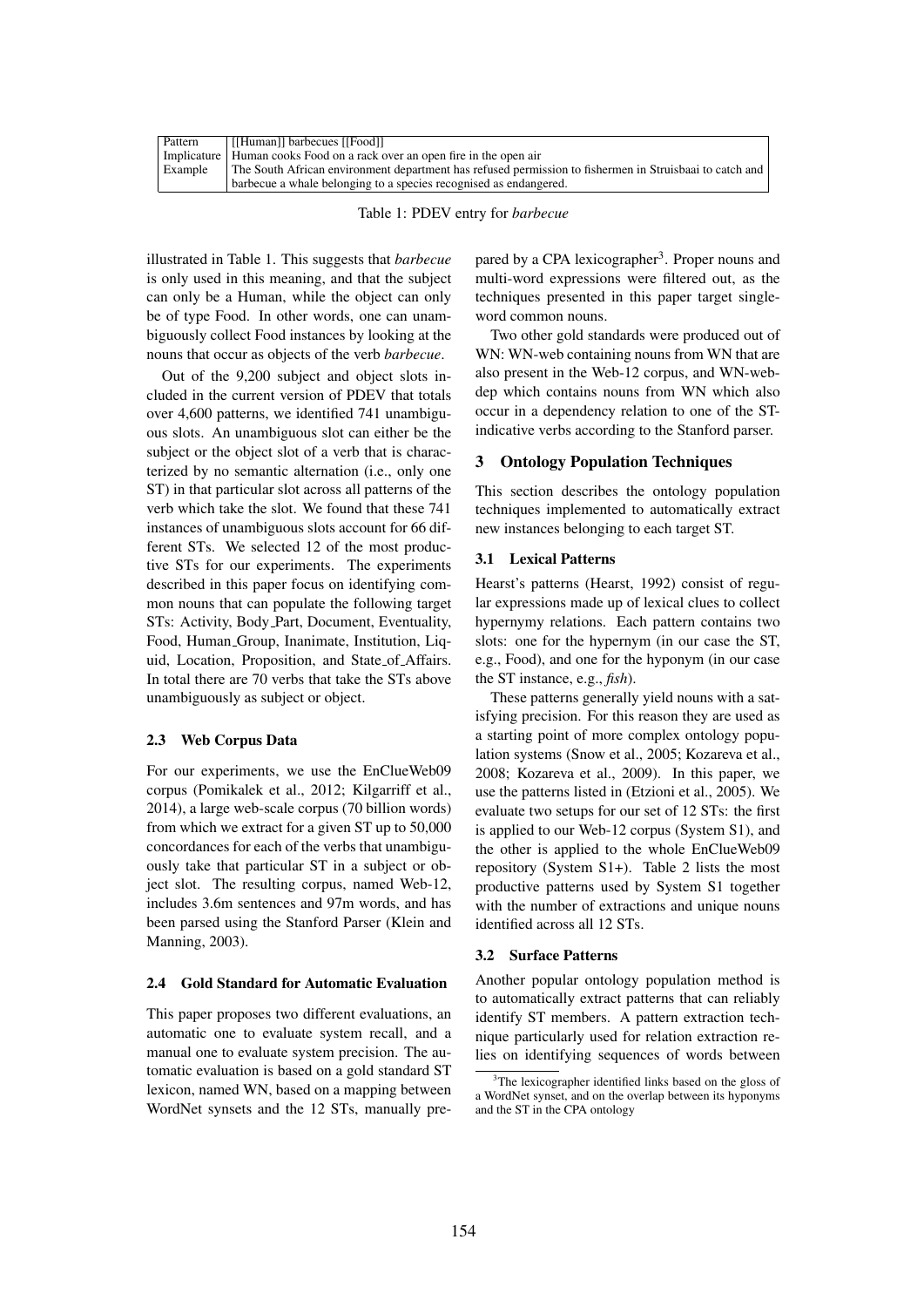| Pattern | [[Human]] barbecues [[Food]] |
|---|---|
| Implicature | Human cooks Food on a rack over an open fire in the open air |
| Example | The South African environment department has refused permission to fishermen in Struisbaai to catch and barbecue a whale belonging to a species recognised as endangered. |

Table 1: PDEV entry for *barbecue*

illustrated in Table 1. This suggests that *barbecue* is only used in this meaning, and that the subject can only be a Human, while the object can only be of type Food. In other words, one can unambiguously collect Food instances by looking at the nouns that occur as objects of the verb *barbecue*.

Out of the 9,200 subject and object slots included in the current version of PDEV that totals over 4,600 patterns, we identified 741 unambiguous slots. An unambiguous slot can either be the subject or the object slot of a verb that is characterized by no semantic alternation (i.e., only one ST) in that particular slot across all patterns of the verb which take the slot. We found that these 741 instances of unambiguous slots account for 66 different STs. We selected 12 of the most productive STs for our experiments. The experiments described in this paper focus on identifying common nouns that can populate the following target STs: Activity, Body_Part, Document, Eventuality, Food, Human_Group, Inanimate, Institution, Liquid, Location, Proposition, and State_of_Affairs. In total there are 70 verbs that take the STs above unambiguously as subject or object.

### 2.3 Web Corpus Data

For our experiments, we use the EnClueWeb09 corpus (Pomikalek et al., 2012; Kilgarriff et al., 2014), a large web-scale corpus (70 billion words) from which we extract for a given ST up to 50,000 concordances for each of the verbs that unambiguously take that particular ST in a subject or object slot. The resulting corpus, named Web-12, includes 3.6m sentences and 97m words, and has been parsed using the Stanford Parser (Klein and Manning, 2003).

### 2.4 Gold Standard for Automatic Evaluation

This paper proposes two different evaluations, an automatic one to evaluate system recall, and a manual one to evaluate system precision. The automatic evaluation is based on a gold standard ST lexicon, named WN, based on a mapping between WordNet synsets and the 12 STs, manually prepared by a CPA lexicographer[3]. Proper nouns and multi-word expressions were filtered out, as the techniques presented in this paper target single-word common nouns.

Two other gold standards were produced out of WN: WN-web containing nouns from WN that are also present in the Web-12 corpus, and WN-web-dep which contains nouns from WN which also occur in a dependency relation to one of the ST-indicative verbs according to the Stanford parser.

## 3 Ontology Population Techniques

This section describes the ontology population techniques implemented to automatically extract new instances belonging to each target ST.

### 3.1 Lexical Patterns

Hearst's patterns (Hearst, 1992) consist of regular expressions made up of lexical clues to collect hypernymy relations. Each pattern contains two slots: one for the hypernym (in our case the ST, e.g., Food), and one for the hyponym (in our case the ST instance, e.g., *fish*).

These patterns generally yield nouns with a satisfying precision. For this reason they are used as a starting point of more complex ontology population systems (Snow et al., 2005; Kozareva et al., 2008; Kozareva et al., 2009). In this paper, we use the patterns listed in (Etzioni et al., 2005). We evaluate two setups for our set of 12 STs: the first is applied to our Web-12 corpus (System S1), and the other is applied to the whole EnClueWeb09 repository (System S1+). Table 2 lists the most productive patterns used by System S1 together with the number of extractions and unique nouns identified across all 12 STs.

### 3.2 Surface Patterns

Another popular ontology population method is to automatically extract patterns that can reliably identify ST members. A pattern extraction technique particularly used for relation extraction relies on identifying sequences of words between

[3] The lexicographer identified links based on the gloss of a WordNet synset, and on the overlap between its hyponyms and the ST in the CPA ontology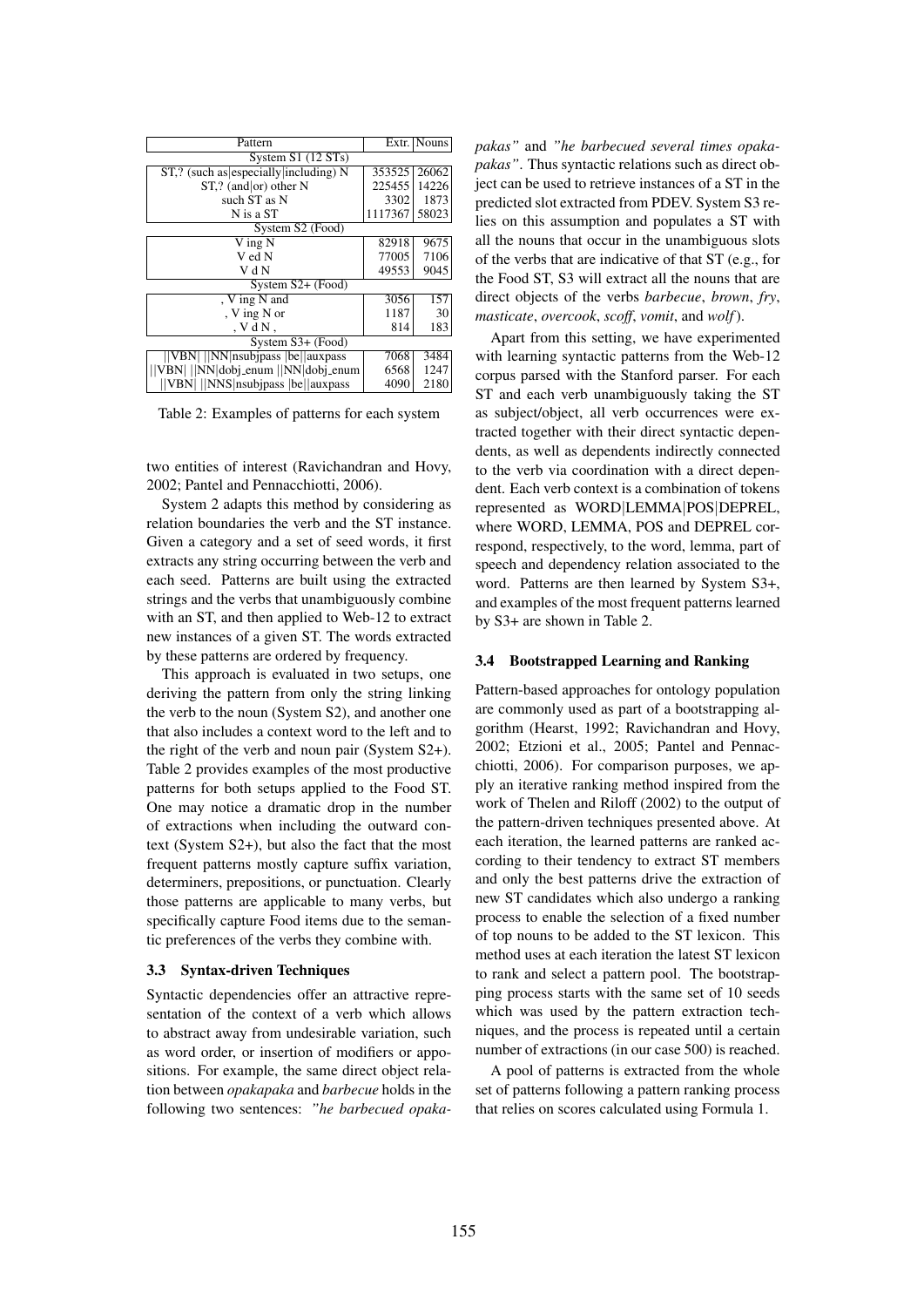| Pattern | Extr. | Nouns |
|---|---|---|
| System S1 (12 STs) | | |
| ST,? (such as\|especially\|including) N | 353525 | 26062 |
| ST,? (and\|or) other N | 225455 | 14226 |
| such ST as N | 3302 | 1873 |
| N is a ST | 1117367 | 58023 |
| System S2 (Food) | | |
| V ing N | 82918 | 9675 |
| V ed N | 77005 | 7106 |
| V d N | 49553 | 9045 |
| System S2+ (Food) | | |
| , V ing N and | 3056 | 157 |
| , V ing N or | 1187 | 30 |
| , V d N , | 814 | 183 |
| System S3+ (Food) | | |
| \|\|VBN\| \|\|NN\|nsubjpass \|be\|\|auxpass | 7068 | 3484 |
| \|\|VBN\| \|\|NN\|dobj_enum \|\|NN\|dobj_enum | 6568 | 1247 |
| \|\|VBN\| \|\|NNS\|nsubjpass \|be\|\|auxpass | 4090 | 2180 |

Table 2: Examples of patterns for each system

two entities of interest (Ravichandran and Hovy, 2002; Pantel and Pennacchiotti, 2006).

System 2 adapts this method by considering as relation boundaries the verb and the ST instance. Given a category and a set of seed words, it first extracts any string occurring between the verb and each seed. Patterns are built using the extracted strings and the verbs that unambiguously combine with an ST, and then applied to Web-12 to extract new instances of a given ST. The words extracted by these patterns are ordered by frequency.

This approach is evaluated in two setups, one deriving the pattern from only the string linking the verb to the noun (System S2), and another one that also includes a context word to the left and to the right of the verb and noun pair (System S2+). Table 2 provides examples of the most productive patterns for both setups applied to the Food ST. One may notice a dramatic drop in the number of extractions when including the outward context (System S2+), but also the fact that the most frequent patterns mostly capture suffix variation, determiners, prepositions, or punctuation. Clearly those patterns are applicable to many verbs, but specifically capture Food items due to the semantic preferences of the verbs they combine with.

### 3.3 Syntax-driven Techniques

Syntactic dependencies offer an attractive representation of the context of a verb which allows to abstract away from undesirable variation, such as word order, or insertion of modifiers or appositions. For example, the same direct object relation between *opakapaka* and *barbecue* holds in the following two sentences: *"he barbecued opakapakas"* and *"he barbecued several times opakapakas"*. Thus syntactic relations such as direct object can be used to retrieve instances of a ST in the predicted slot extracted from PDEV. System S3 relies on this assumption and populates a ST with all the nouns that occur in the unambiguous slots of the verbs that are indicative of that ST (e.g., for the Food ST, S3 will extract all the nouns that are direct objects of the verbs *barbecue*, *brown*, *fry*, *masticate*, *overcook*, *scoff*, *vomit*, and *wolf*).

Apart from this setting, we have experimented with learning syntactic patterns from the Web-12 corpus parsed with the Stanford parser. For each ST and each verb unambiguously taking the ST as subject/object, all verb occurrences were extracted together with their direct syntactic dependents, as well as dependents indirectly connected to the verb via coordination with a direct dependent. Each verb context is a combination of tokens represented as WORD|LEMMA|POS|DEPREL, where WORD, LEMMA, POS and DEPREL correspond, respectively, to the word, lemma, part of speech and dependency relation associated to the word. Patterns are then learned by System S3+, and examples of the most frequent patterns learned by S3+ are shown in Table 2.

### 3.4 Bootstrapped Learning and Ranking

Pattern-based approaches for ontology population are commonly used as part of a bootstrapping algorithm (Hearst, 1992; Ravichandran and Hovy, 2002; Etzioni et al., 2005; Pantel and Pennacchiotti, 2006). For comparison purposes, we apply an iterative ranking method inspired from the work of Thelen and Riloff (2002) to the output of the pattern-driven techniques presented above. At each iteration, the learned patterns are ranked according to their tendency to extract ST members and only the best patterns drive the extraction of new ST candidates which also undergo a ranking process to enable the selection of a fixed number of top nouns to be added to the ST lexicon. This method uses at each iteration the latest ST lexicon to rank and select a pattern pool. The bootstrapping process starts with the same set of 10 seeds which was used by the pattern extraction techniques, and the process is repeated until a certain number of extractions (in our case 500) is reached.

A pool of patterns is extracted from the whole set of patterns following a pattern ranking process that relies on scores calculated using Formula 1.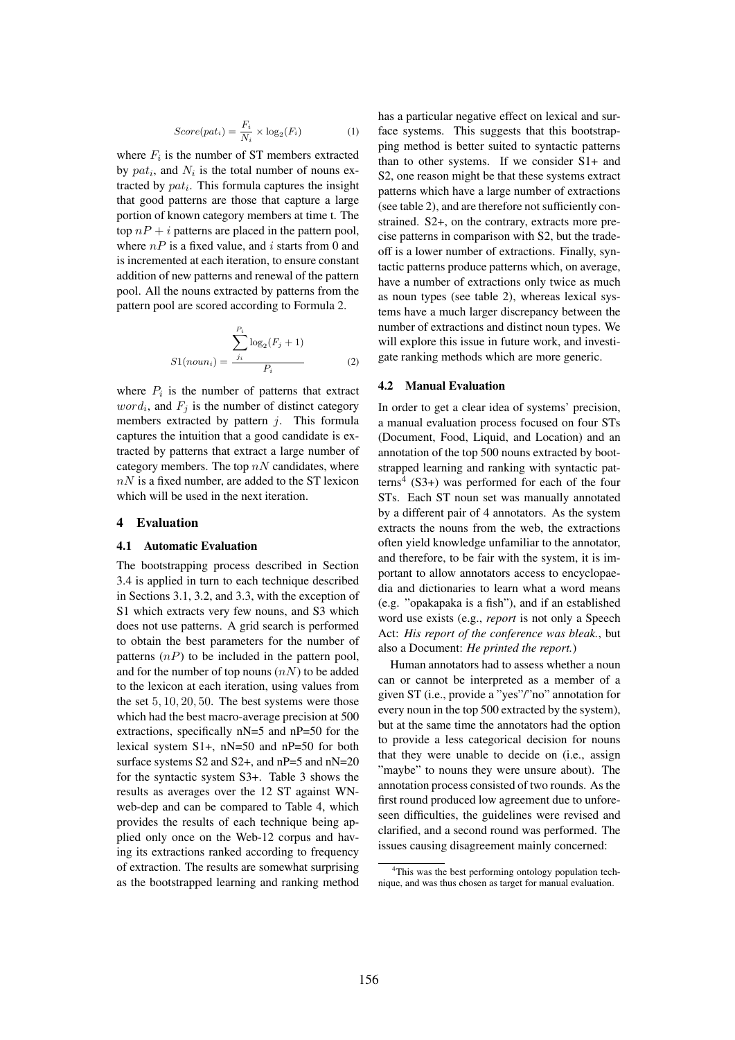$$Score(pat_i) = \frac{F_i}{N_i} \times \log_2(F_i) \quad (1)$$

where $F_i$ is the number of ST members extracted by $pat_i$, and $N_i$ is the total number of nouns extracted by $pat_i$. This formula captures the insight that good patterns are those that capture a large portion of known category members at time t. The top $nP + i$ patterns are placed in the pattern pool, where $nP$ is a fixed value, and $i$ starts from 0 and is incremented at each iteration, to ensure constant addition of new patterns and renewal of the pattern pool. All the nouns extracted by patterns from the pattern pool are scored according to Formula 2.

$$S1(noun_i) = \frac{\sum_{j_i}^{P_i} \log_2(F_j + 1)}{P_i} \quad (2)$$

where $P_i$ is the number of patterns that extract $word_i$, and $F_j$ is the number of distinct category members extracted by pattern $j$. This formula captures the intuition that a good candidate is extracted by patterns that extract a large number of category members. The top $nN$ candidates, where $nN$ is a fixed number, are added to the ST lexicon which will be used in the next iteration.

## 4 Evaluation

### 4.1 Automatic Evaluation

The bootstrapping process described in Section 3.4 is applied in turn to each technique described in Sections 3.1, 3.2, and 3.3, with the exception of S1 which extracts very few nouns, and S3 which does not use patterns. A grid search is performed to obtain the best parameters for the number of patterns ($nP$) to be included in the pattern pool, and for the number of top nouns ($nN$) to be added to the lexicon at each iteration, using values from the set $5, 10, 20, 50$. The best systems were those which had the best macro-average precision at 500 extractions, specifically nN=5 and nP=50 for the lexical system S1+, nN=50 and nP=50 for both surface systems S2 and S2+, and nP=5 and nN=20 for the syntactic system S3+. Table 3 shows the results as averages over the 12 ST against WN-web-dep and can be compared to Table 4, which provides the results of each technique being applied only once on the Web-12 corpus and having its extractions ranked according to frequency of extraction. The results are somewhat surprising as the bootstrapped learning and ranking method has a particular negative effect on lexical and surface systems. This suggests that this bootstrapping method is better suited to syntactic patterns than to other systems. If we consider S1+ and S2, one reason might be that these systems extract patterns which have a large number of extractions (see table 2), and are therefore not sufficiently constrained. S2+, on the contrary, extracts more precise patterns in comparison with S2, but the trade-off is a lower number of extractions. Finally, syntactic patterns produce patterns which, on average, have a number of extractions only twice as much as noun types (see table 2), whereas lexical systems have a much larger discrepancy between the number of extractions and distinct noun types. We will explore this issue in future work, and investigate ranking methods which are more generic.

### 4.2 Manual Evaluation

In order to get a clear idea of systems' precision, a manual evaluation process focused on four STs (Document, Food, Liquid, and Location) and an annotation of the top 500 nouns extracted by bootstrapped learning and ranking with syntactic patterns[4] (S3+) was performed for each of the four STs. Each ST noun set was manually annotated by a different pair of 4 annotators. As the system extracts the nouns from the web, the extractions often yield knowledge unfamiliar to the annotator, and therefore, to be fair with the system, it is important to allow annotators access to encyclopaedia and dictionaries to learn what a word means (e.g. "opakapaka is a fish"), and if an established word use exists (e.g., *report* is not only a Speech Act: *His report of the conference was bleak.*, but also a Document: *He printed the report.*)

Human annotators had to assess whether a noun can or cannot be interpreted as a member of a given ST (i.e., provide a "yes"/"no" annotation for every noun in the top 500 extracted by the system), but at the same time the annotators had the option to provide a less categorical decision for nouns that they were unable to decide on (i.e., assign "maybe" to nouns they were unsure about). The annotation process consisted of two rounds. As the first round produced low agreement due to unforeseen difficulties, the guidelines were revised and clarified, and a second round was performed. The issues causing disagreement mainly concerned:

[4] This was the best performing ontology population technique, and was thus chosen as target for manual evaluation.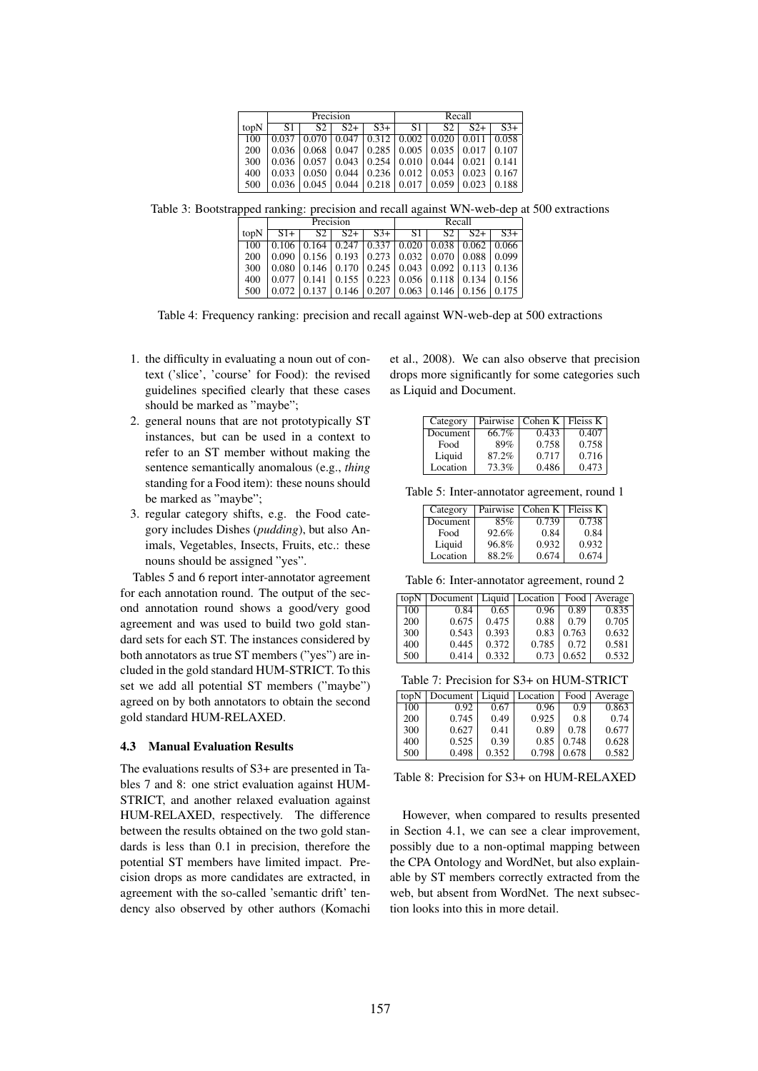| | Precision | | | | Recall | | | |
|---|---|---|---|---|---|---|---|---|
| topN | S1 | S2 | S2+ | S3+ | S1 | S2 | S2+ | S3+ |
| 100 | 0.037 | 0.070 | 0.047 | 0.312 | 0.002 | 0.020 | 0.011 | 0.058 |
| 200 | 0.036 | 0.068 | 0.047 | 0.285 | 0.005 | 0.035 | 0.017 | 0.107 |
| 300 | 0.036 | 0.057 | 0.043 | 0.254 | 0.010 | 0.044 | 0.021 | 0.141 |
| 400 | 0.033 | 0.050 | 0.044 | 0.236 | 0.012 | 0.053 | 0.023 | 0.167 |
| 500 | 0.036 | 0.045 | 0.044 | 0.218 | 0.017 | 0.059 | 0.023 | 0.188 |

Table 3: Bootstrapped ranking: precision and recall against WN-web-dep at 500 extractions

| | Precision | | | | Recall | | | |
|---|---|---|---|---|---|---|---|---|
| topN | S1+ | S2 | S2+ | S3+ | S1 | S2 | S2+ | S3+ |
| 100 | 0.106 | 0.164 | 0.247 | 0.337 | 0.020 | 0.038 | 0.062 | 0.066 |
| 200 | 0.090 | 0.156 | 0.193 | 0.273 | 0.032 | 0.070 | 0.088 | 0.099 |
| 300 | 0.080 | 0.146 | 0.170 | 0.245 | 0.043 | 0.092 | 0.113 | 0.136 |
| 400 | 0.077 | 0.141 | 0.155 | 0.223 | 0.056 | 0.118 | 0.134 | 0.156 |
| 500 | 0.072 | 0.137 | 0.146 | 0.207 | 0.063 | 0.146 | 0.156 | 0.175 |

Table 4: Frequency ranking: precision and recall against WN-web-dep at 500 extractions

1. the difficulty in evaluating a noun out of context ('slice', 'course' for Food): the revised guidelines specified clearly that these cases should be marked as "maybe";
2. general nouns that are not prototypically ST instances, but can be used in a context to refer to an ST member without making the sentence semantically anomalous (e.g., *thing* standing for a Food item): these nouns should be marked as "maybe";
3. regular category shifts, e.g. the Food category includes Dishes (*pudding*), but also Animals, Vegetables, Insects, Fruits, etc.: these nouns should be assigned "yes".

Tables 5 and 6 report inter-annotator agreement for each annotation round. The output of the second annotation round shows a good/very good agreement and was used to build two gold standard sets for each ST. The instances considered by both annotators as true ST members ("yes") are included in the gold standard HUM-STRICT. To this set we add all potential ST members ("maybe") agreed on by both annotators to obtain the second gold standard HUM-RELAXED.

### 4.3 Manual Evaluation Results

The evaluations results of S3+ are presented in Tables 7 and 8: one strict evaluation against HUM-STRICT, and another relaxed evaluation against HUM-RELAXED, respectively. The difference between the results obtained on the two gold standards is less than 0.1 in precision, therefore the potential ST members have limited impact. Precision drops as more candidates are extracted, in agreement with the so-called 'semantic drift' tendency also observed by other authors (Komachi et al., 2008). We can also observe that precision drops more significantly for some categories such as Liquid and Document.

| Category | Pairwise | Cohen K | Fleiss K |
|---|---|---|---|
| Document | 66.7% | 0.433 | 0.407 |
| Food | 89% | 0.758 | 0.758 |
| Liquid | 87.2% | 0.717 | 0.716 |
| Location | 73.3% | 0.486 | 0.473 |

Table 5: Inter-annotator agreement, round 1

| Category | Pairwise | Cohen K | Fleiss K |
|---|---|---|---|
| Document | 85% | 0.739 | 0.738 |
| Food | 92.6% | 0.84 | 0.84 |
| Liquid | 96.8% | 0.932 | 0.932 |
| Location | 88.2% | 0.674 | 0.674 |

Table 6: Inter-annotator agreement, round 2

| topN | Document | Liquid | Location | Food | Average |
|---|---|---|---|---|---|
| 100 | 0.84 | 0.65 | 0.96 | 0.89 | 0.835 |
| 200 | 0.675 | 0.475 | 0.88 | 0.79 | 0.705 |
| 300 | 0.543 | 0.393 | 0.83 | 0.763 | 0.632 |
| 400 | 0.445 | 0.372 | 0.785 | 0.72 | 0.581 |
| 500 | 0.414 | 0.332 | 0.73 | 0.652 | 0.532 |

Table 7: Precision for S3+ on HUM-STRICT

| topN | Document | Liquid | Location | Food | Average |
|---|---|---|---|---|---|
| 100 | 0.92 | 0.67 | 0.96 | 0.9 | 0.863 |
| 200 | 0.745 | 0.49 | 0.925 | 0.8 | 0.74 |
| 300 | 0.627 | 0.41 | 0.89 | 0.78 | 0.677 |
| 400 | 0.525 | 0.39 | 0.85 | 0.748 | 0.628 |
| 500 | 0.498 | 0.352 | 0.798 | 0.678 | 0.582 |

Table 8: Precision for S3+ on HUM-RELAXED

However, when compared to results presented in Section 4.1, we can see a clear improvement, possibly due to a non-optimal mapping between the CPA Ontology and WordNet, but also explainable by ST members correctly extracted from the web, but absent from WordNet. The next subsection looks into this in more detail.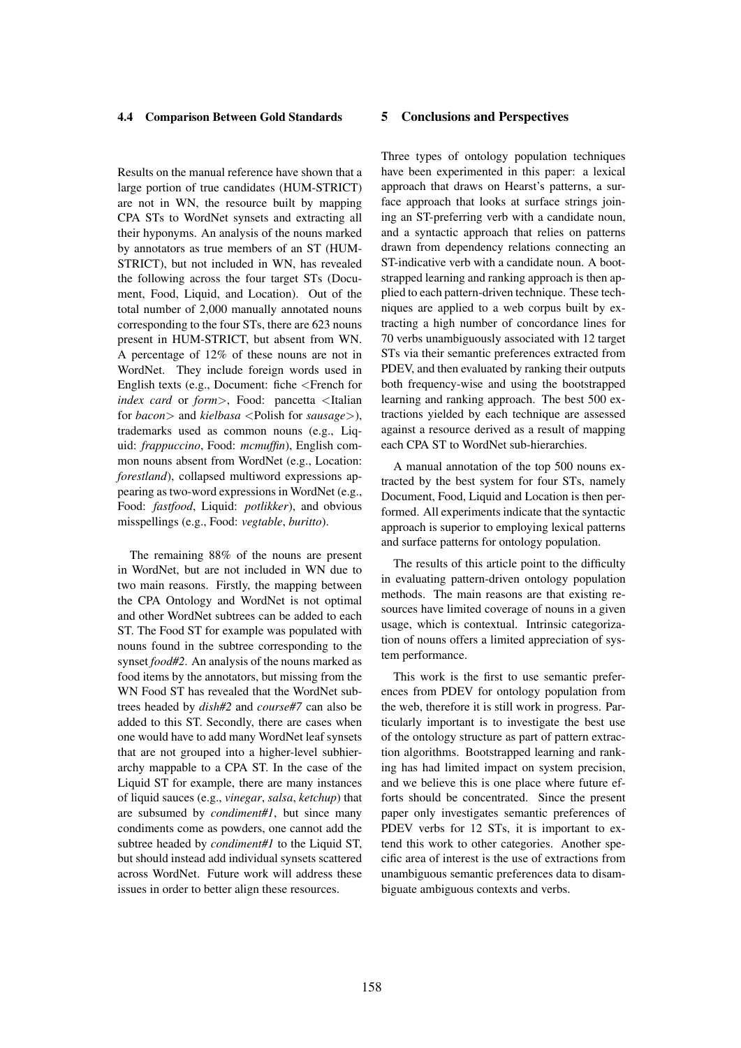### 4.4 Comparison Between Gold Standards

Results on the manual reference have shown that a large portion of true candidates (HUM-STRICT) are not in WN, the resource built by mapping CPA STs to WordNet synsets and extracting all their hyponyms. An analysis of the nouns marked by annotators as true members of an ST (HUM-STRICT), but not included in WN, has revealed the following across the four target STs (Document, Food, Liquid, and Location). Out of the total number of 2,000 manually annotated nouns corresponding to the four STs, there are 623 nouns present in HUM-STRICT, but absent from WN. A percentage of 12% of these nouns are not in WordNet. They include foreign words used in English texts (e.g., Document: fiche <French for *index card* or *form*>, Food: pancetta <Italian for *bacon*> and *kielbasa* <Polish for *sausage*>), trademarks used as common nouns (e.g., Liquid: *frappuccino*, Food: *mcmuffin*), English common nouns absent from WordNet (e.g., Location: *forestland*), collapsed multiword expressions appearing as two-word expressions in WordNet (e.g., Food: *fastfood*, Liquid: *potlikker*), and obvious misspellings (e.g., Food: *vegtable*, *buritto*).

The remaining 88% of the nouns are present in WordNet, but are not included in WN due to two main reasons. Firstly, the mapping between the CPA Ontology and WordNet is not optimal and other WordNet subtrees can be added to each ST. The Food ST for example was populated with nouns found in the subtree corresponding to the synset *food#2*. An analysis of the nouns marked as food items by the annotators, but missing from the WN Food ST has revealed that the WordNet subtrees headed by *dish#2* and *course#7* can also be added to this ST. Secondly, there are cases when one would have to add many WordNet leaf synsets that are not grouped into a higher-level subhierarchy mappable to a CPA ST. In the case of the Liquid ST for example, there are many instances of liquid sauces (e.g., *vinegar*, *salsa*, *ketchup*) that are subsumed by *condiment#1*, but since many condiments come as powders, one cannot add the subtree headed by *condiment#1* to the Liquid ST, but should instead add individual synsets scattered across WordNet. Future work will address these issues in order to better align these resources.

## 5 Conclusions and Perspectives

Three types of ontology population techniques have been experimented in this paper: a lexical approach that draws on Hearst's patterns, a surface approach that looks at surface strings joining an ST-preferring verb with a candidate noun, and a syntactic approach that relies on patterns drawn from dependency relations connecting an ST-indicative verb with a candidate noun. A bootstrapped learning and ranking approach is then applied to each pattern-driven technique. These techniques are applied to a web corpus built by extracting a high number of concordance lines for 70 verbs unambiguously associated with 12 target STs via their semantic preferences extracted from PDEV, and then evaluated by ranking their outputs both frequency-wise and using the bootstrapped learning and ranking approach. The best 500 extractions yielded by each technique are assessed against a resource derived as a result of mapping each CPA ST to WordNet sub-hierarchies.

A manual annotation of the top 500 nouns extracted by the best system for four STs, namely Document, Food, Liquid and Location is then performed. All experiments indicate that the syntactic approach is superior to employing lexical patterns and surface patterns for ontology population.

The results of this article point to the difficulty in evaluating pattern-driven ontology population methods. The main reasons are that existing resources have limited coverage of nouns in a given usage, which is contextual. Intrinsic categorization of nouns offers a limited appreciation of system performance.

This work is the first to use semantic preferences from PDEV for ontology population from the web, therefore it is still work in progress. Particularly important is to investigate the best use of the ontology structure as part of pattern extraction algorithms. Bootstrapped learning and ranking has had limited impact on system precision, and we believe this is one place where future efforts should be concentrated. Since the present paper only investigates semantic preferences of PDEV verbs for 12 STs, it is important to extend this work to other categories. Another specific area of interest is the use of extractions from unambiguous semantic preferences data to disambiguate ambiguous contexts and verbs.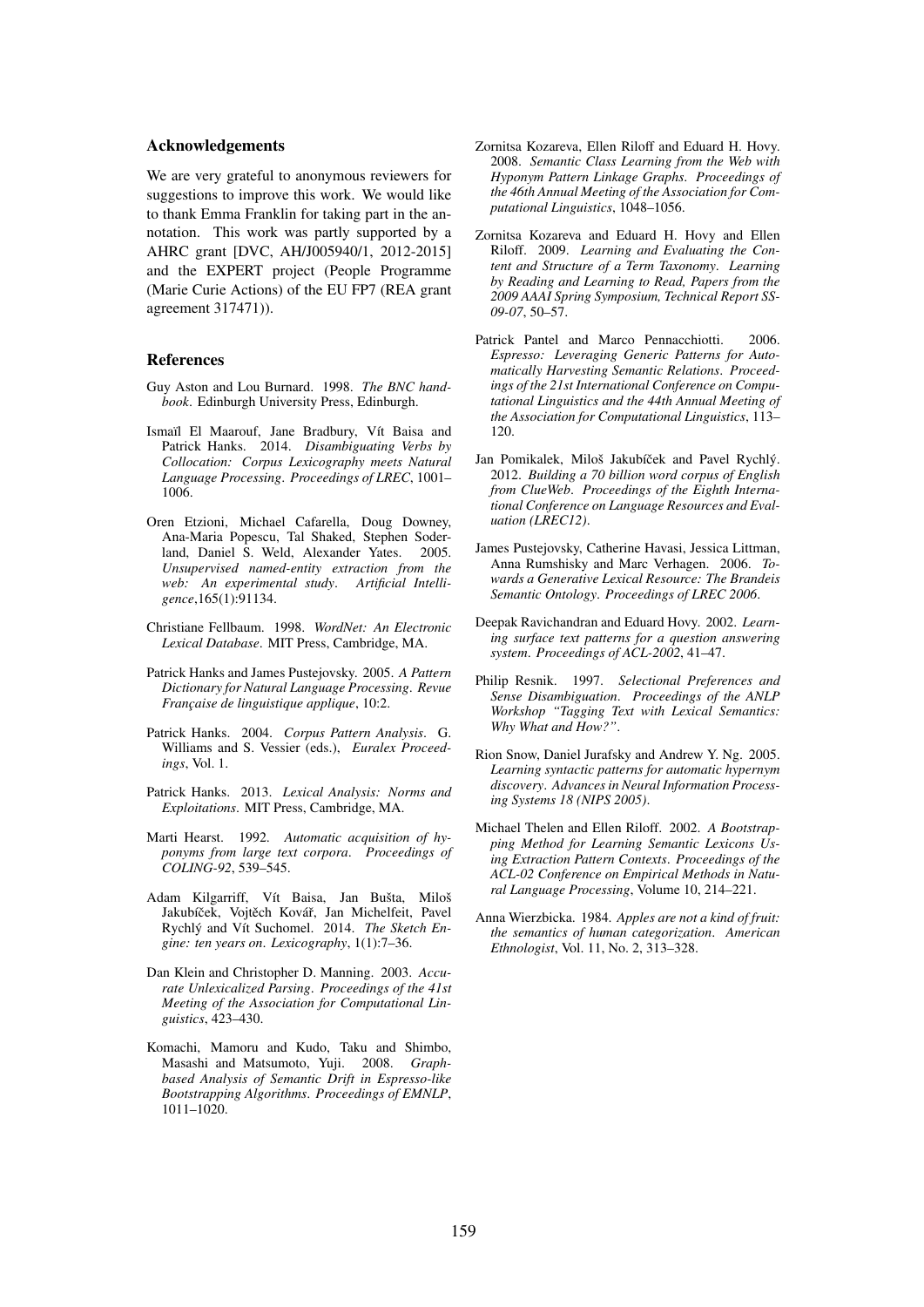## Acknowledgements

We are very grateful to anonymous reviewers for suggestions to improve this work. We would like to thank Emma Franklin for taking part in the annotation. This work was partly supported by a AHRC grant [DVC, AH/J005940/1, 2012-2015] and the EXPERT project (People Programme (Marie Curie Actions) of the EU FP7 (REA grant agreement 317471)).

## References

Guy Aston and Lou Burnard. 1998. *The BNC handbook*. Edinburgh University Press, Edinburgh.

Ismaïl El Maarouf, Jane Bradbury, Vít Baisa and Patrick Hanks. 2014. *Disambiguating Verbs by Collocation: Corpus Lexicography meets Natural Language Processing*. *Proceedings of LREC*, 1001–1006.

Oren Etzioni, Michael Cafarella, Doug Downey, Ana-Maria Popescu, Tal Shaked, Stephen Soderland, Daniel S. Weld, Alexander Yates. 2005. *Unsupervised named-entity extraction from the web: An experimental study*. *Artificial Intelligence*,165(1):91134.

Christiane Fellbaum. 1998. *WordNet: An Electronic Lexical Database*. MIT Press, Cambridge, MA.

Patrick Hanks and James Pustejovsky. 2005. *A Pattern Dictionary for Natural Language Processing*. *Revue Française de linguistique applique*, 10:2.

Patrick Hanks. 2004. *Corpus Pattern Analysis*. G. Williams and S. Vessier (eds.), *Euralex Proceedings*, Vol. 1.

Patrick Hanks. 2013. *Lexical Analysis: Norms and Exploitations*. MIT Press, Cambridge, MA.

Marti Hearst. 1992. *Automatic acquisition of hyponyms from large text corpora*. *Proceedings of COLING-92*, 539–545.

Adam Kilgarriff, Vít Baisa, Jan Bušta, Miloš Jakubíček, Vojtěch Kovář, Jan Michelfeit, Pavel Rychlý and Vít Suchomel. 2014. *The Sketch Engine: ten years on*. *Lexicography*, 1(1):7–36.

Dan Klein and Christopher D. Manning. 2003. *Accurate Unlexicalized Parsing*. *Proceedings of the 41st Meeting of the Association for Computational Linguistics*, 423–430.

Komachi, Mamoru and Kudo, Taku and Shimbo, Masashi and Matsumoto, Yuji. 2008. *Graph-based Analysis of Semantic Drift in Espresso-like Bootstrapping Algorithms*. *Proceedings of EMNLP*, 1011–1020.

Zornitsa Kozareva, Ellen Riloff and Eduard H. Hovy. 2008. *Semantic Class Learning from the Web with Hyponym Pattern Linkage Graphs*. *Proceedings of the 46th Annual Meeting of the Association for Computational Linguistics*, 1048–1056.

Zornitsa Kozareva and Eduard H. Hovy and Ellen Riloff. 2009. *Learning and Evaluating the Content and Structure of a Term Taxonomy*. *Learning by Reading and Learning to Read, Papers from the 2009 AAAI Spring Symposium, Technical Report SS-09-07*, 50–57.

Patrick Pantel and Marco Pennacchiotti. 2006. *Espresso: Leveraging Generic Patterns for Automatically Harvesting Semantic Relations*. *Proceedings of the 21st International Conference on Computational Linguistics and the 44th Annual Meeting of the Association for Computational Linguistics*, 113–120.

Jan Pomikalek, Miloš Jakubíček and Pavel Rychlý. 2012. *Building a 70 billion word corpus of English from ClueWeb*. *Proceedings of the Eighth International Conference on Language Resources and Evaluation (LREC12)*.

James Pustejovsky, Catherine Havasi, Jessica Littman, Anna Rumshisky and Marc Verhagen. 2006. *Towards a Generative Lexical Resource: The Brandeis Semantic Ontology*. *Proceedings of LREC 2006*.

Deepak Ravichandran and Eduard Hovy. 2002. *Learning surface text patterns for a question answering system*. *Proceedings of ACL-2002*, 41–47.

Philip Resnik. 1997. *Selectional Preferences and Sense Disambiguation*. *Proceedings of the ANLP Workshop "Tagging Text with Lexical Semantics: Why What and How?"*.

Rion Snow, Daniel Jurafsky and Andrew Y. Ng. 2005. *Learning syntactic patterns for automatic hypernym discovery*. *Advances in Neural Information Processing Systems 18 (NIPS 2005)*.

Michael Thelen and Ellen Riloff. 2002. *A Bootstrapping Method for Learning Semantic Lexicons Using Extraction Pattern Contexts*. *Proceedings of the ACL-02 Conference on Empirical Methods in Natural Language Processing*, Volume 10, 214–221.

Anna Wierzbicka. 1984. *Apples are not a kind of fruit: the semantics of human categorization*. *American Ethnologist*, Vol. 11, No. 2, 313–328.